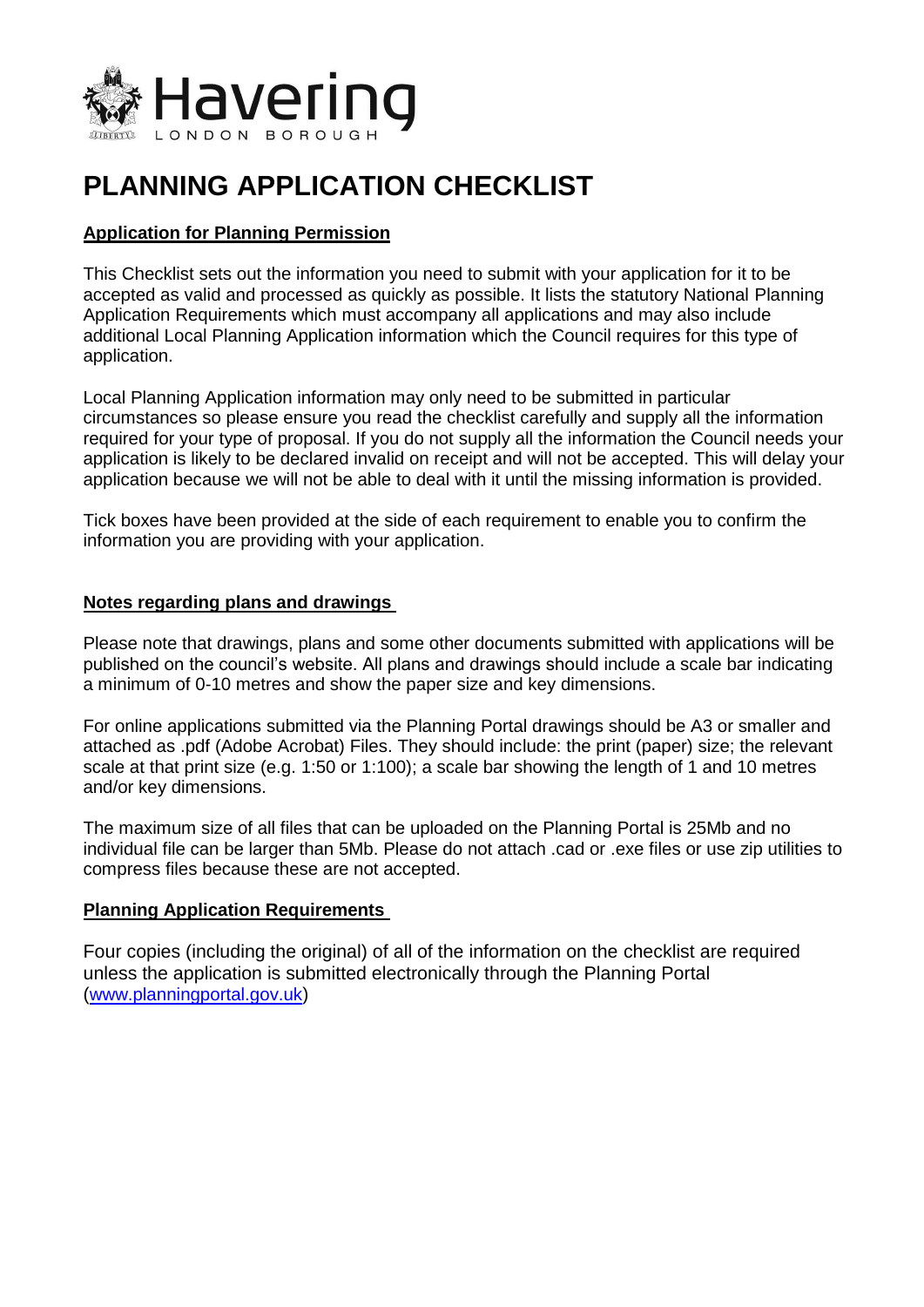Havering
LONDON BOROUGH

# PLANNING APPLICATION CHECKLIST

**Application for Planning Permission**

This Checklist sets out the information you need to submit with your application for it to be accepted as valid and processed as quickly as possible. It lists the statutory National Planning Application Requirements which must accompany all applications and may also include additional Local Planning Application information which the Council requires for this type of application.

Local Planning Application information may only need to be submitted in particular circumstances so please ensure you read the checklist carefully and supply all the information required for your type of proposal. If you do not supply all the information the Council needs your application is likely to be declared invalid on receipt and will not be accepted. This will delay your application because we will not be able to deal with it until the missing information is provided.

Tick boxes have been provided at the side of each requirement to enable you to confirm the information you are providing with your application.

**Notes regarding plans and drawings**

Please note that drawings, plans and some other documents submitted with applications will be published on the council's website. All plans and drawings should include a scale bar indicating a minimum of 0-10 metres and show the paper size and key dimensions.

For online applications submitted via the Planning Portal drawings should be A3 or smaller and attached as .pdf (Adobe Acrobat) Files. They should include: the print (paper) size; the relevant scale at that print size (e.g. 1:50 or 1:100); a scale bar showing the length of 1 and 10 metres and/or key dimensions.

The maximum size of all files that can be uploaded on the Planning Portal is 25Mb and no individual file can be larger than 5Mb. Please do not attach .cad or .exe files or use zip utilities to compress files because these are not accepted.

**Planning Application Requirements**

Four copies (including the original) of all of the information on the checklist are required unless the application is submitted electronically through the Planning Portal ([www.planningportal.gov.uk](http://www.planningportal.gov.uk))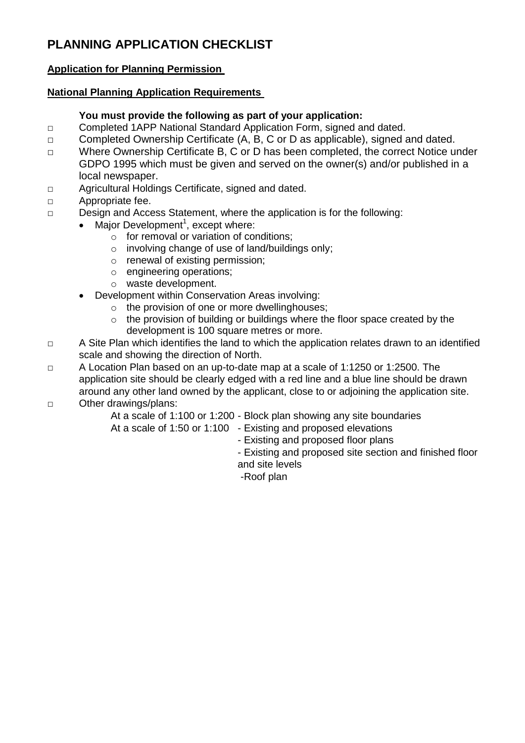# PLANNING APPLICATION CHECKLIST

**Application for Planning Permission**

**National Planning Application Requirements**

**You must provide the following as part of your application:**

- □ Completed 1APP National Standard Application Form, signed and dated.
- □ Completed Ownership Certificate (A, B, C or D as applicable), signed and dated.
- □ Where Ownership Certificate B, C or D has been completed, the correct Notice under GDPO 1995 which must be given and served on the owner(s) and/or published in a local newspaper.
- □ Agricultural Holdings Certificate, signed and dated.
- □ Appropriate fee.
- □ Design and Access Statement, where the application is for the following:
  - Major Development[1], except where:
    - for removal or variation of conditions;
    - involving change of use of land/buildings only;
    - renewal of existing permission;
    - engineering operations;
    - waste development.
  - Development within Conservation Areas involving:
    - the provision of one or more dwellinghouses;
    - the provision of building or buildings where the floor space created by the development is 100 square metres or more.
- □ A Site Plan which identifies the land to which the application relates drawn to an identified scale and showing the direction of North.
- □ A Location Plan based on an up-to-date map at a scale of 1:1250 or 1:2500. The application site should be clearly edged with a red line and a blue line should be drawn around any other land owned by the applicant, close to or adjoining the application site.
- □ Other drawings/plans:

  At a scale of 1:100 or 1:200 - Block plan showing any site boundaries

  At a scale of 1:50 or 1:100
  - Existing and proposed elevations
  - Existing and proposed floor plans
  - Existing and proposed site section and finished floor and site levels
  - Roof plan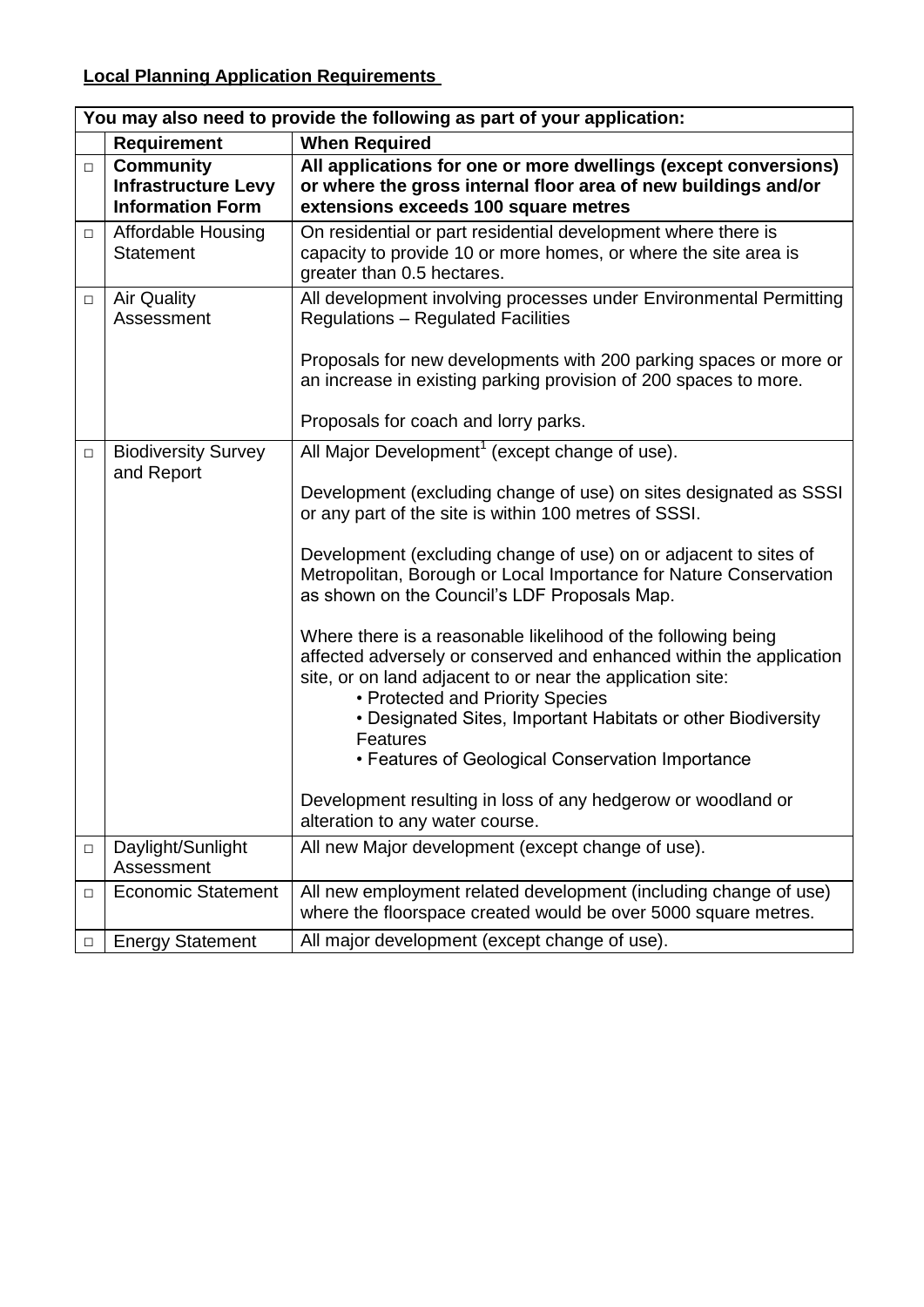**Local Planning Application Requirements**

| You may also need to provide the following as part of your application: | | |
|---|---|---|
| | **Requirement** | **When Required** |
| □ | **Community Infrastructure Levy Information Form** | **All applications for one or more dwellings (except conversions) or where the gross internal floor area of new buildings and/or extensions exceeds 100 square metres** |
| □ | Affordable Housing Statement | On residential or part residential development where there is capacity to provide 10 or more homes, or where the site area is greater than 0.5 hectares. |
| □ | Air Quality Assessment | All development involving processes under Environmental Permitting Regulations – Regulated Facilities<br><br>Proposals for new developments with 200 parking spaces or more or an increase in existing parking provision of 200 spaces to more.<br><br>Proposals for coach and lorry parks. |
| □ | Biodiversity Survey and Report | All Major Development[1] (except change of use).<br><br>Development (excluding change of use) on sites designated as SSSI or any part of the site is within 100 metres of SSSI.<br><br>Development (excluding change of use) on or adjacent to sites of Metropolitan, Borough or Local Importance for Nature Conservation as shown on the Council's LDF Proposals Map.<br><br>Where there is a reasonable likelihood of the following being affected adversely or conserved and enhanced within the application site, or on land adjacent to or near the application site:<br>• Protected and Priority Species<br>• Designated Sites, Important Habitats or other Biodiversity Features<br>• Features of Geological Conservation Importance<br><br>Development resulting in loss of any hedgerow or woodland or alteration to any water course. |
| □ | Daylight/Sunlight Assessment | All new Major development (except change of use). |
| □ | Economic Statement | All new employment related development (including change of use) where the floorspace created would be over 5000 square metres. |
| □ | Energy Statement | All major development (except change of use). |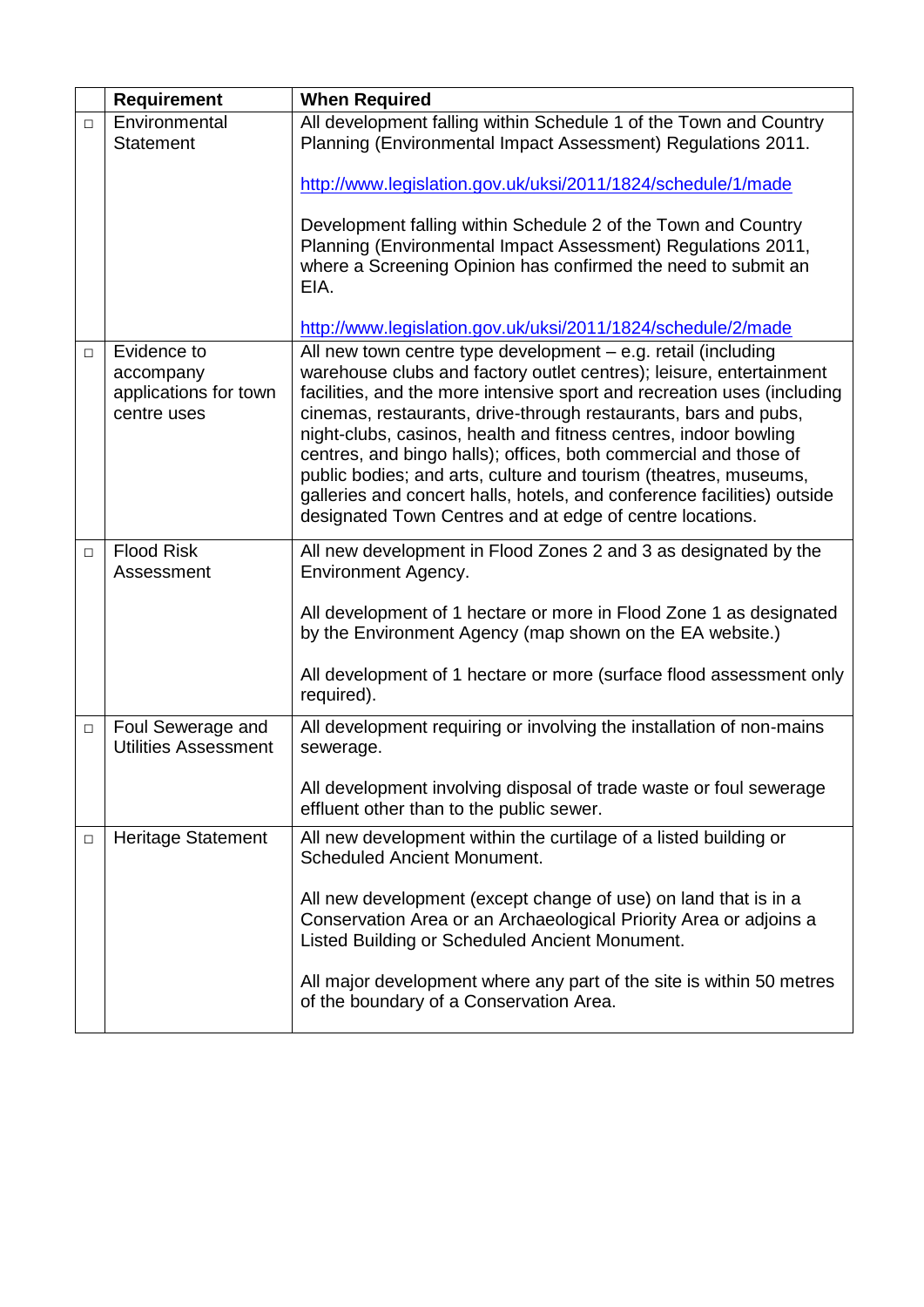| | Requirement | When Required |
|---|---|---|
| □ | Environmental Statement | All development falling within Schedule 1 of the Town and Country Planning (Environmental Impact Assessment) Regulations 2011.<br><br>http://www.legislation.gov.uk/uksi/2011/1824/schedule/1/made<br><br>Development falling within Schedule 2 of the Town and Country Planning (Environmental Impact Assessment) Regulations 2011, where a Screening Opinion has confirmed the need to submit an EIA.<br><br>http://www.legislation.gov.uk/uksi/2011/1824/schedule/2/made |
| □ | Evidence to accompany applications for town centre uses | All new town centre type development – e.g. retail (including warehouse clubs and factory outlet centres); leisure, entertainment facilities, and the more intensive sport and recreation uses (including cinemas, restaurants, drive-through restaurants, bars and pubs, night-clubs, casinos, health and fitness centres, indoor bowling centres, and bingo halls); offices, both commercial and those of public bodies; and arts, culture and tourism (theatres, museums, galleries and concert halls, hotels, and conference facilities) outside designated Town Centres and at edge of centre locations. |
| □ | Flood Risk Assessment | All new development in Flood Zones 2 and 3 as designated by the Environment Agency.<br><br>All development of 1 hectare or more in Flood Zone 1 as designated by the Environment Agency (map shown on the EA website.)<br><br>All development of 1 hectare or more (surface flood assessment only required). |
| □ | Foul Sewerage and Utilities Assessment | All development requiring or involving the installation of non-mains sewerage.<br><br>All development involving disposal of trade waste or foul sewerage effluent other than to the public sewer. |
| □ | Heritage Statement | All new development within the curtilage of a listed building or Scheduled Ancient Monument.<br><br>All new development (except change of use) on land that is in a Conservation Area or an Archaeological Priority Area or adjoins a Listed Building or Scheduled Ancient Monument.<br><br>All major development where any part of the site is within 50 metres of the boundary of a Conservation Area. |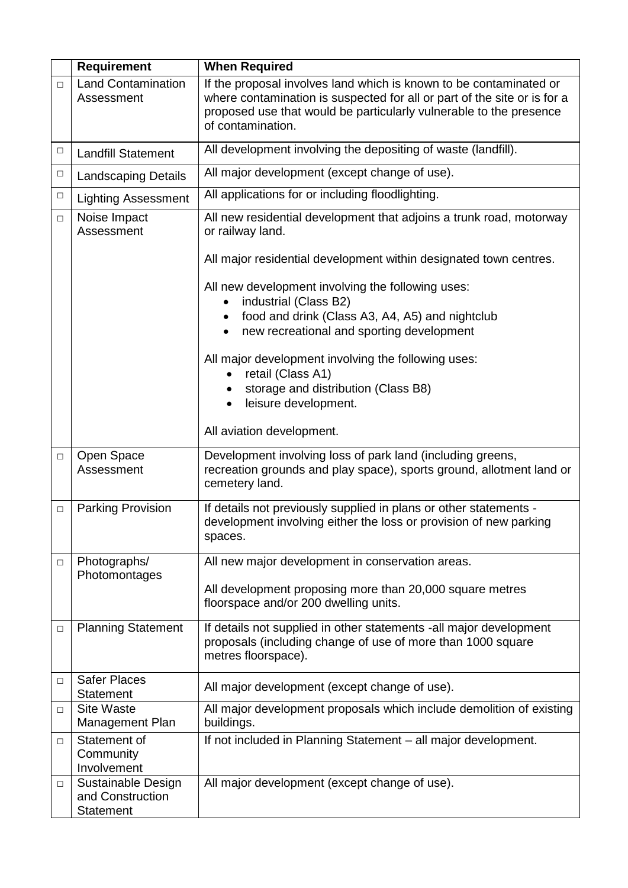| | Requirement | When Required |
|---|---|---|
| □ | Land Contamination Assessment | If the proposal involves land which is known to be contaminated or where contamination is suspected for all or part of the site or is for a proposed use that would be particularly vulnerable to the presence of contamination. |
| □ | Landfill Statement | All development involving the depositing of waste (landfill). |
| □ | Landscaping Details | All major development (except change of use). |
| □ | Lighting Assessment | All applications for or including floodlighting. |
| □ | Noise Impact Assessment | All new residential development that adjoins a trunk road, motorway or railway land.<br><br>All major residential development within designated town centres.<br><br>All new development involving the following uses:<br>• industrial (Class B2)<br>• food and drink (Class A3, A4, A5) and nightclub<br>• new recreational and sporting development<br><br>All major development involving the following uses:<br>• retail (Class A1)<br>• storage and distribution (Class B8)<br>• leisure development.<br><br>All aviation development. |
| □ | Open Space Assessment | Development involving loss of park land (including greens, recreation grounds and play space), sports ground, allotment land or cemetery land. |
| □ | Parking Provision | If details not previously supplied in plans or other statements - development involving either the loss or provision of new parking spaces. |
| □ | Photographs/ Photomontages | All new major development in conservation areas.<br><br>All development proposing more than 20,000 square metres floorspace and/or 200 dwelling units. |
| □ | Planning Statement | If details not supplied in other statements -all major development proposals (including change of use of more than 1000 square metres floorspace). |
| □ | Safer Places Statement | All major development (except change of use). |
| □ | Site Waste Management Plan | All major development proposals which include demolition of existing buildings. |
| □ | Statement of Community Involvement | If not included in Planning Statement – all major development. |
| □ | Sustainable Design and Construction Statement | All major development (except change of use). |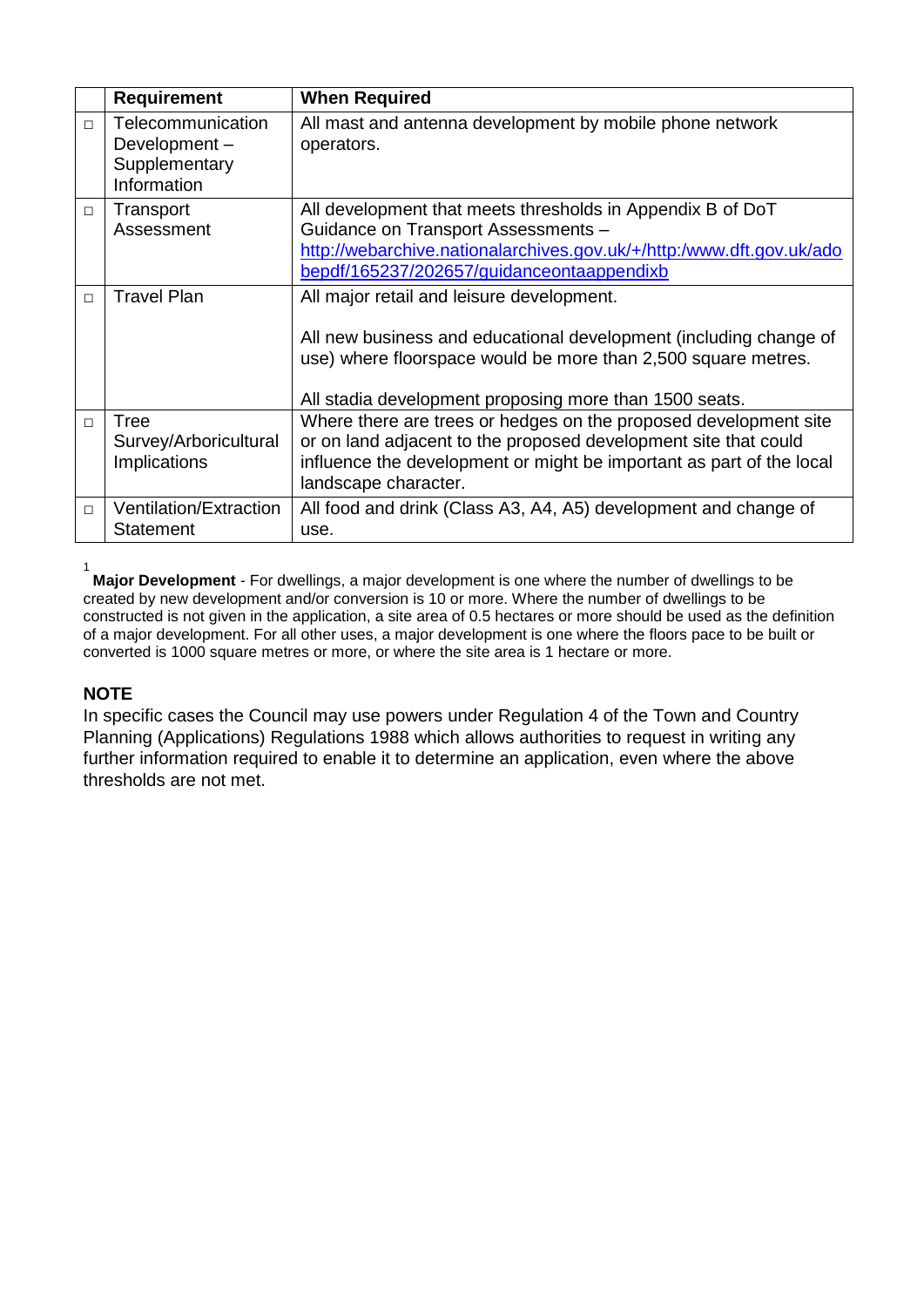| | Requirement | When Required |
|---|---|---|
| □ | Telecommunication Development – Supplementary Information | All mast and antenna development by mobile phone network operators. |
| □ | Transport Assessment | All development that meets thresholds in Appendix B of DoT Guidance on Transport Assessments – [http://webarchive.nationalarchives.gov.uk/+/http:/www.dft.gov.uk/adobepdf/165237/202657/guidanceontaappendixb](http://webarchive.nationalarchives.gov.uk/+/http:/www.dft.gov.uk/adobepdf/165237/202657/guidanceontaappendixb) |
| □ | Travel Plan | All major retail and leisure development.<br><br>All new business and educational development (including change of use) where floorspace would be more than 2,500 square metres.<br><br>All stadia development proposing more than 1500 seats. |
| □ | Tree Survey/Arboricultural Implications | Where there are trees or hedges on the proposed development site or on land adjacent to the proposed development site that could influence the development or might be important as part of the local landscape character. |
| □ | Ventilation/Extraction Statement | All food and drink (Class A3, A4, A5) development and change of use. |

[1] **Major Development** - For dwellings, a major development is one where the number of dwellings to be created by new development and/or conversion is 10 or more. Where the number of dwellings to be constructed is not given in the application, a site area of 0.5 hectares or more should be used as the definition of a major development. For all other uses, a major development is one where the floors pace to be built or converted is 1000 square metres or more, or where the site area is 1 hectare or more.

**NOTE**

In specific cases the Council may use powers under Regulation 4 of the Town and Country Planning (Applications) Regulations 1988 which allows authorities to request in writing any further information required to enable it to determine an application, even where the above thresholds are not met.